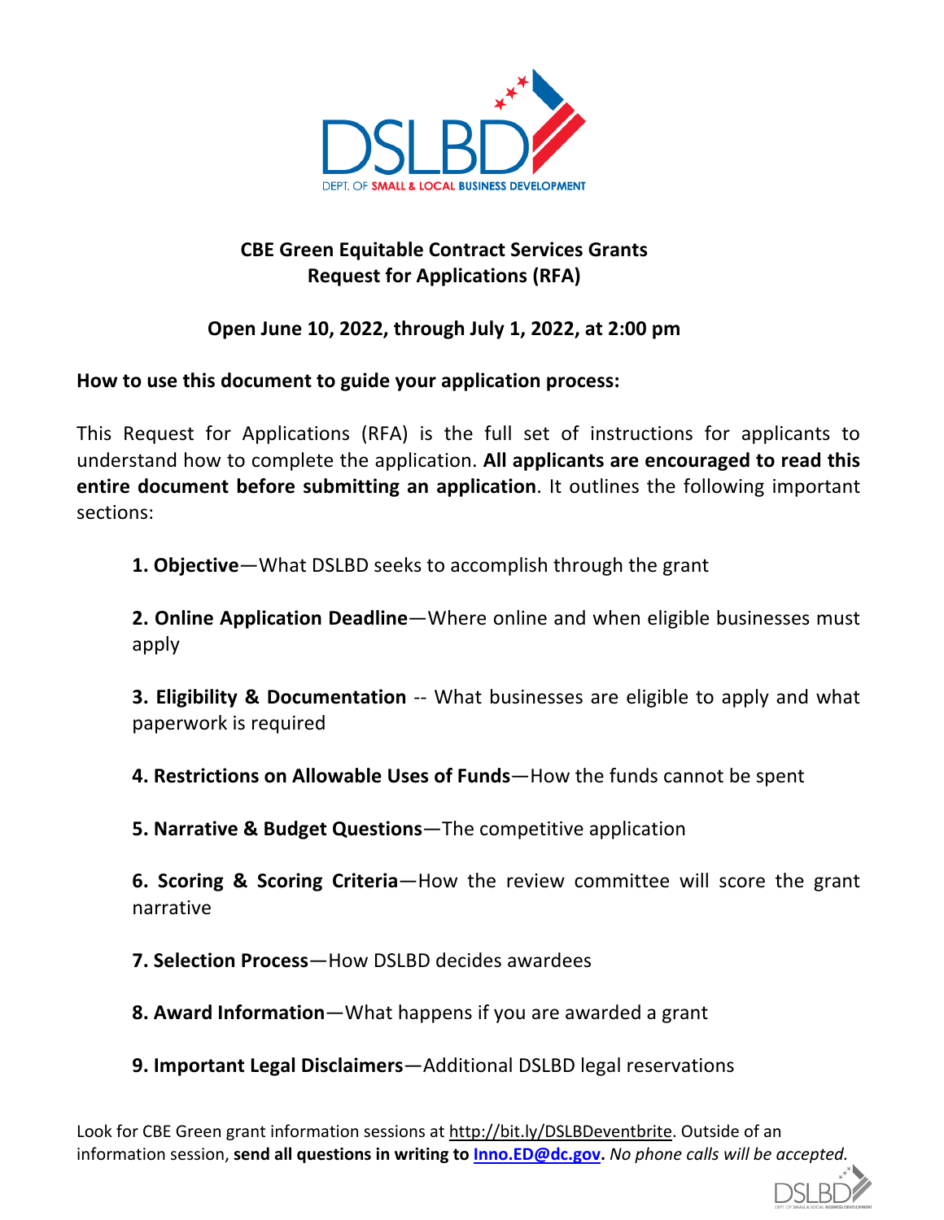DSLBD

DEPT. OF SMALL & LOCAL BUSINESS DEVELOPMENT

# CBE Green Equitable Contract Services Grants
# Request for Applications (RFA)

## Open June 10, 2022, through July 1, 2022, at 2:00 pm

**How to use this document to guide your application process:**

This Request for Applications (RFA) is the full set of instructions for applicants to understand how to complete the application. **All applicants are encouraged to read this entire document before submitting an application**. It outlines the following important sections:

**1. Objective**—What DSLBD seeks to accomplish through the grant

**2. Online Application Deadline**—Where online and when eligible businesses must apply

**3. Eligibility & Documentation** -- What businesses are eligible to apply and what paperwork is required

**4. Restrictions on Allowable Uses of Funds**—How the funds cannot be spent

**5. Narrative & Budget Questions**—The competitive application

**6. Scoring & Scoring Criteria**—How the review committee will score the grant narrative

**7. Selection Process**—How DSLBD decides awardees

**8. Award Information**—What happens if you are awarded a grant

**9. Important Legal Disclaimers**—Additional DSLBD legal reservations

Look for CBE Green grant information sessions at http://bit.ly/DSLBDeventbrite. Outside of an information session, **send all questions in writing to Inno.ED@dc.gov.** *No phone calls will be accepted.*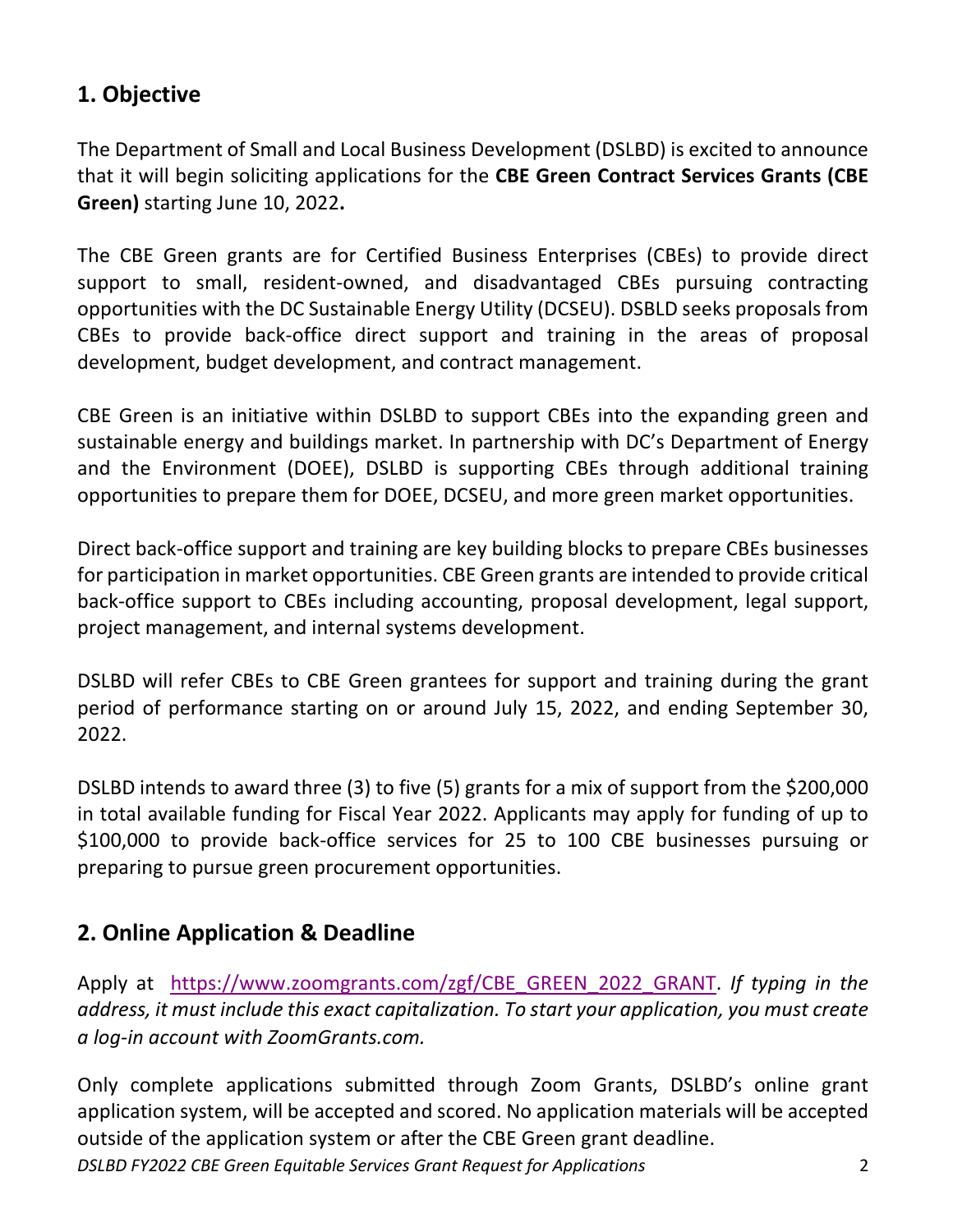## 1. Objective

The Department of Small and Local Business Development (DSLBD) is excited to announce that it will begin soliciting applications for the **CBE Green Contract Services Grants (CBE Green)** starting June 10, 2022**.**

The CBE Green grants are for Certified Business Enterprises (CBEs) to provide direct support to small, resident-owned, and disadvantaged CBEs pursuing contracting opportunities with the DC Sustainable Energy Utility (DCSEU). DSBLD seeks proposals from CBEs to provide back-office direct support and training in the areas of proposal development, budget development, and contract management.

CBE Green is an initiative within DSLBD to support CBEs into the expanding green and sustainable energy and buildings market. In partnership with DC's Department of Energy and the Environment (DOEE), DSLBD is supporting CBEs through additional training opportunities to prepare them for DOEE, DCSEU, and more green market opportunities.

Direct back-office support and training are key building blocks to prepare CBEs businesses for participation in market opportunities. CBE Green grants are intended to provide critical back-office support to CBEs including accounting, proposal development, legal support, project management, and internal systems development.

DSLBD will refer CBEs to CBE Green grantees for support and training during the grant period of performance starting on or around July 15, 2022, and ending September 30, 2022.

DSLBD intends to award three (3) to five (5) grants for a mix of support from the $200,000 in total available funding for Fiscal Year 2022. Applicants may apply for funding of up to $100,000 to provide back-office services for 25 to 100 CBE businesses pursuing or preparing to pursue green procurement opportunities.

## 2. Online Application & Deadline

Apply at [https://www.zoomgrants.com/zgf/CBE_GREEN_2022_GRANT](https://www.zoomgrants.com/zgf/CBE_GREEN_2022_GRANT). *If typing in the address, it must include this exact capitalization. To start your application, you must create a log-in account with ZoomGrants.com.*

Only complete applications submitted through Zoom Grants, DSLBD's online grant application system, will be accepted and scored. No application materials will be accepted outside of the application system or after the CBE Green grant deadline.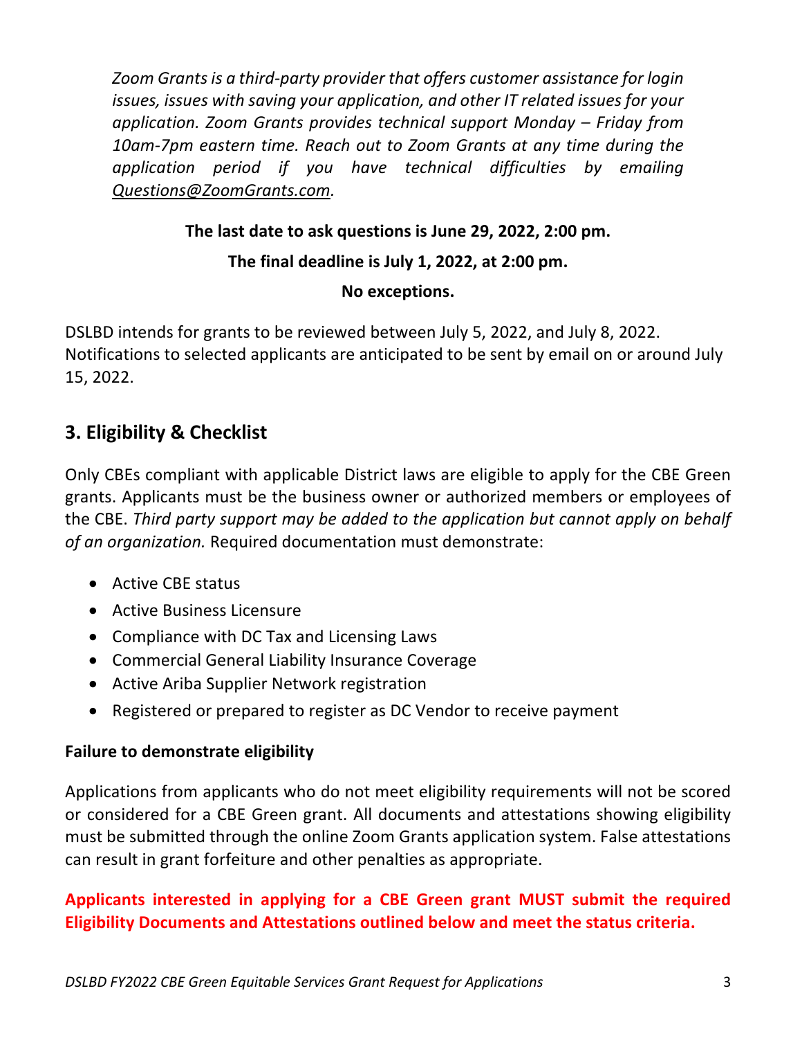*Zoom Grants is a third-party provider that offers customer assistance for login issues, issues with saving your application, and other IT related issues for your application. Zoom Grants provides technical support Monday – Friday from 10am-7pm eastern time. Reach out to Zoom Grants at any time during the application period if you have technical difficulties by emailing Questions@ZoomGrants.com.*

**The last date to ask questions is June 29, 2022, 2:00 pm.**

**The final deadline is July 1, 2022, at 2:00 pm.**

**No exceptions.**

DSLBD intends for grants to be reviewed between July 5, 2022, and July 8, 2022. Notifications to selected applicants are anticipated to be sent by email on or around July 15, 2022.

## 3. Eligibility & Checklist

Only CBEs compliant with applicable District laws are eligible to apply for the CBE Green grants. Applicants must be the business owner or authorized members or employees of the CBE. *Third party support may be added to the application but cannot apply on behalf of an organization.* Required documentation must demonstrate:

- Active CBE status
- Active Business Licensure
- Compliance with DC Tax and Licensing Laws
- Commercial General Liability Insurance Coverage
- Active Ariba Supplier Network registration
- Registered or prepared to register as DC Vendor to receive payment

**Failure to demonstrate eligibility**

Applications from applicants who do not meet eligibility requirements will not be scored or considered for a CBE Green grant. All documents and attestations showing eligibility must be submitted through the online Zoom Grants application system. False attestations can result in grant forfeiture and other penalties as appropriate.

**Applicants interested in applying for a CBE Green grant MUST submit the required Eligibility Documents and Attestations outlined below and meet the status criteria.**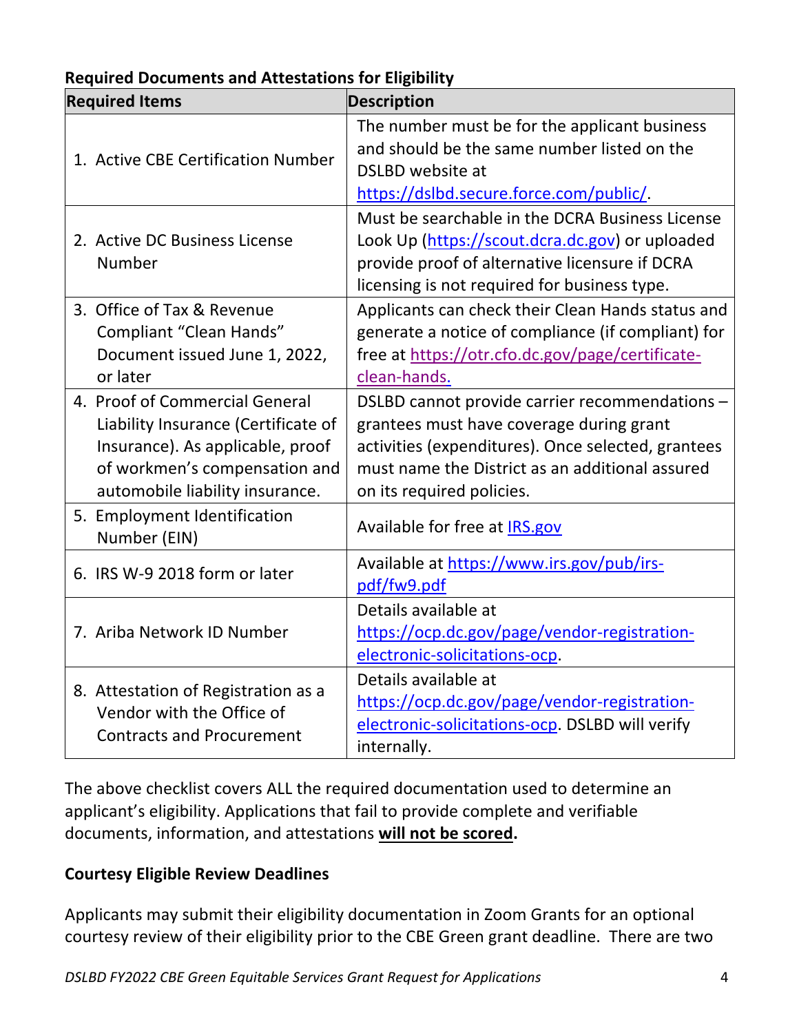**Required Documents and Attestations for Eligibility**

| Required Items | Description |
|---|---|
| 1. Active CBE Certification Number | The number must be for the applicant business and should be the same number listed on the DSLBD website at https://dslbd.secure.force.com/public/. |
| 2. Active DC Business License Number | Must be searchable in the DCRA Business License Look Up (https://scout.dcra.dc.gov) or uploaded provide proof of alternative licensure if DCRA licensing is not required for business type. |
| 3. Office of Tax & Revenue Compliant "Clean Hands" Document issued June 1, 2022, or later | Applicants can check their Clean Hands status and generate a notice of compliance (if compliant) for free at https://otr.cfo.dc.gov/page/certificate-clean-hands. |
| 4. Proof of Commercial General Liability Insurance (Certificate of Insurance). As applicable, proof of workmen's compensation and automobile liability insurance. | DSLBD cannot provide carrier recommendations – grantees must have coverage during grant activities (expenditures). Once selected, grantees must name the District as an additional assured on its required policies. |
| 5. Employment Identification Number (EIN) | Available for free at IRS.gov |
| 6. IRS W-9 2018 form or later | Available at https://www.irs.gov/pub/irs-pdf/fw9.pdf |
| 7. Ariba Network ID Number | Details available at https://ocp.dc.gov/page/vendor-registration-electronic-solicitations-ocp. |
| 8. Attestation of Registration as a Vendor with the Office of Contracts and Procurement | Details available at https://ocp.dc.gov/page/vendor-registration-electronic-solicitations-ocp. DSLBD will verify internally. |

The above checklist covers ALL the required documentation used to determine an applicant's eligibility. Applications that fail to provide complete and verifiable documents, information, and attestations **will not be scored.**

**Courtesy Eligible Review Deadlines**

Applicants may submit their eligibility documentation in Zoom Grants for an optional courtesy review of their eligibility prior to the CBE Green grant deadline. There are two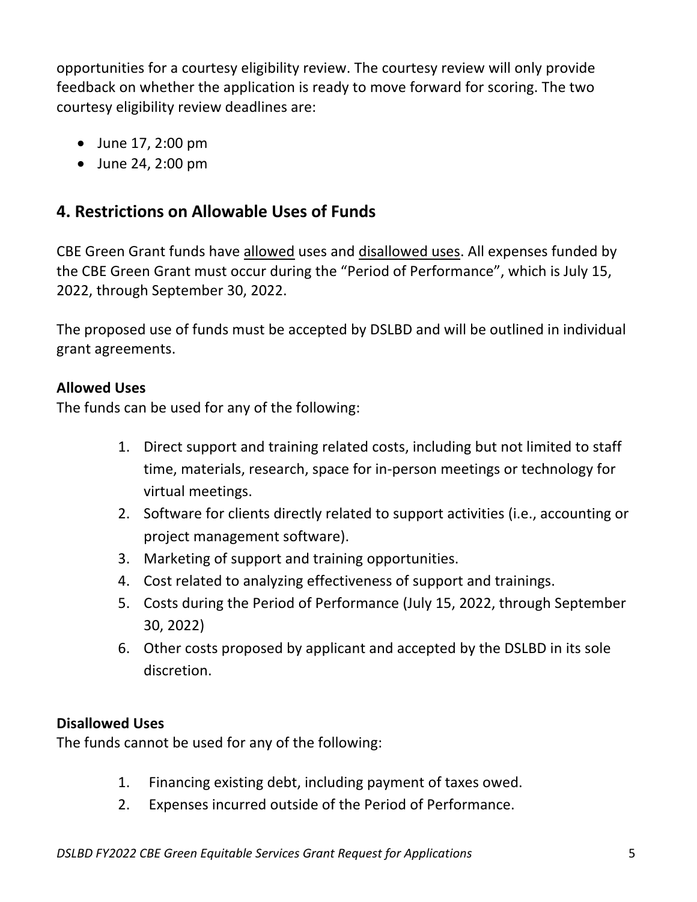opportunities for a courtesy eligibility review. The courtesy review will only provide feedback on whether the application is ready to move forward for scoring. The two courtesy eligibility review deadlines are:

- June 17, 2:00 pm
- June 24, 2:00 pm

## 4. Restrictions on Allowable Uses of Funds

CBE Green Grant funds have <u>allowed</u> uses and <u>disallowed uses</u>. All expenses funded by the CBE Green Grant must occur during the "Period of Performance", which is July 15, 2022, through September 30, 2022.

The proposed use of funds must be accepted by DSLBD and will be outlined in individual grant agreements.

**Allowed Uses**
The funds can be used for any of the following:

1. Direct support and training related costs, including but not limited to staff time, materials, research, space for in-person meetings or technology for virtual meetings.
2. Software for clients directly related to support activities (i.e., accounting or project management software).
3. Marketing of support and training opportunities.
4. Cost related to analyzing effectiveness of support and trainings.
5. Costs during the Period of Performance (July 15, 2022, through September 30, 2022)
6. Other costs proposed by applicant and accepted by the DSLBD in its sole discretion.

**Disallowed Uses**
The funds cannot be used for any of the following:

1. Financing existing debt, including payment of taxes owed.
2. Expenses incurred outside of the Period of Performance.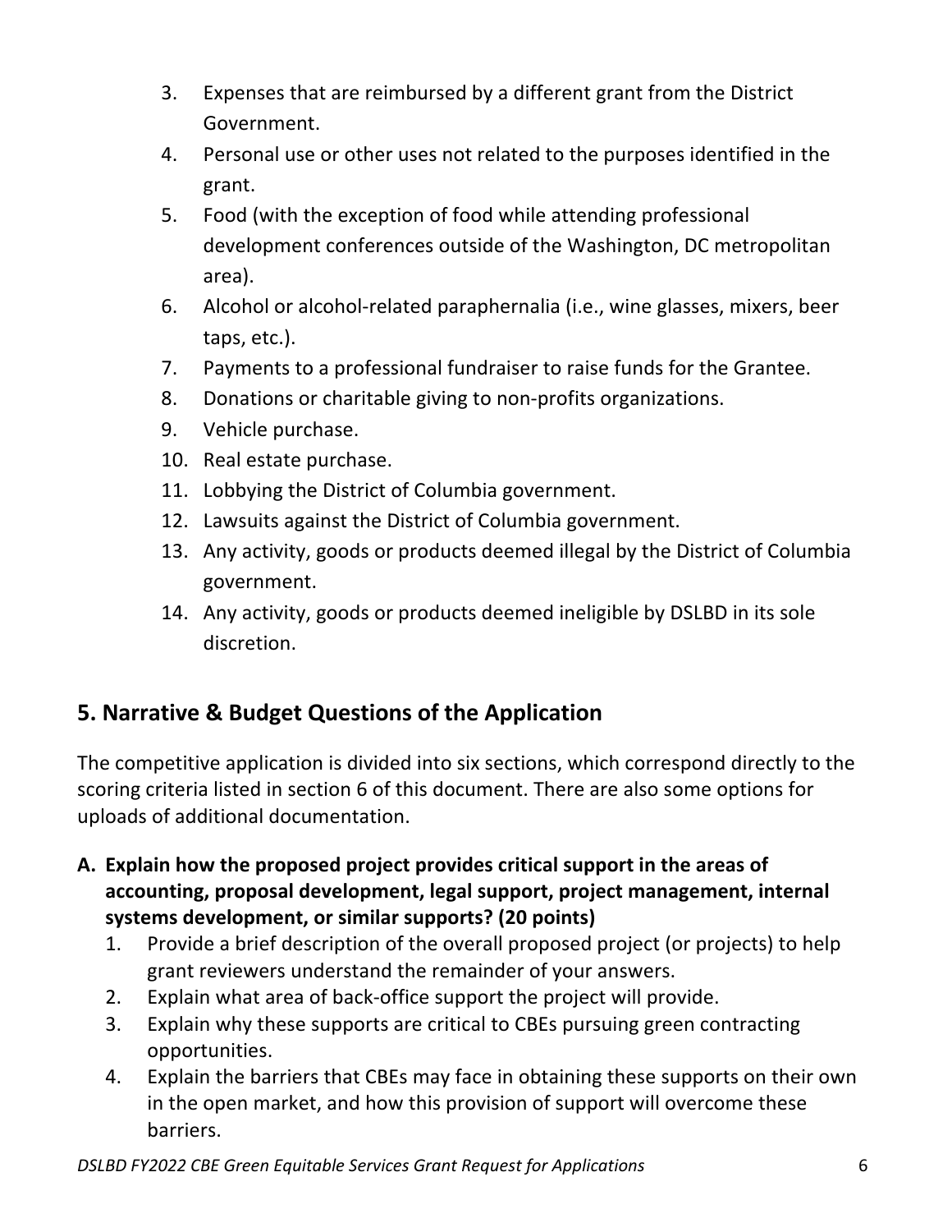3. Expenses that are reimbursed by a different grant from the District Government.
4. Personal use or other uses not related to the purposes identified in the grant.
5. Food (with the exception of food while attending professional development conferences outside of the Washington, DC metropolitan area).
6. Alcohol or alcohol-related paraphernalia (i.e., wine glasses, mixers, beer taps, etc.).
7. Payments to a professional fundraiser to raise funds for the Grantee.
8. Donations or charitable giving to non-profits organizations.
9. Vehicle purchase.
10. Real estate purchase.
11. Lobbying the District of Columbia government.
12. Lawsuits against the District of Columbia government.
13. Any activity, goods or products deemed illegal by the District of Columbia government.
14. Any activity, goods or products deemed ineligible by DSLBD in its sole discretion.

## 5. Narrative & Budget Questions of the Application

The competitive application is divided into six sections, which correspond directly to the scoring criteria listed in section 6 of this document. There are also some options for uploads of additional documentation.

**A. Explain how the proposed project provides critical support in the areas of accounting, proposal development, legal support, project management, internal systems development, or similar supports? (20 points)**

1. Provide a brief description of the overall proposed project (or projects) to help grant reviewers understand the remainder of your answers.
2. Explain what area of back-office support the project will provide.
3. Explain why these supports are critical to CBEs pursuing green contracting opportunities.
4. Explain the barriers that CBEs may face in obtaining these supports on their own in the open market, and how this provision of support will overcome these barriers.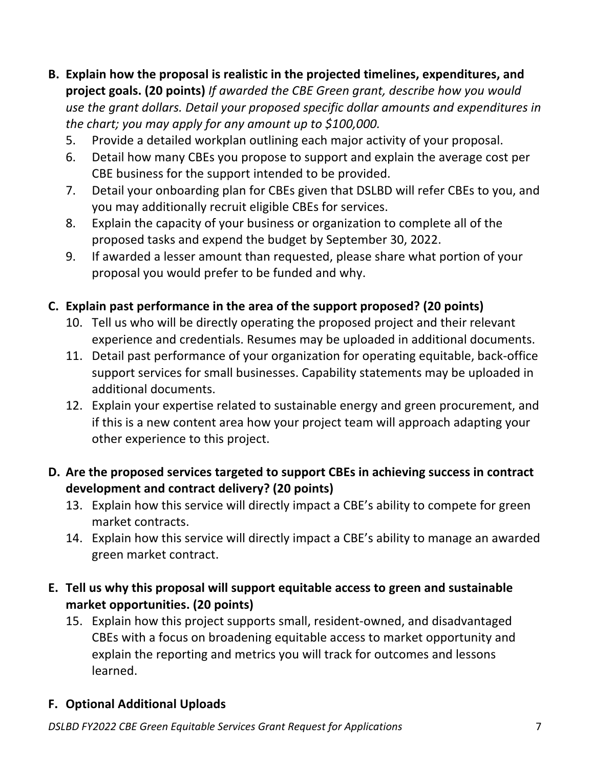**B. Explain how the proposal is realistic in the projected timelines, expenditures, and project goals. (20 points)** *If awarded the CBE Green grant, describe how you would use the grant dollars. Detail your proposed specific dollar amounts and expenditures in the chart; you may apply for any amount up to $100,000.*

5. Provide a detailed workplan outlining each major activity of your proposal.
6. Detail how many CBEs you propose to support and explain the average cost per CBE business for the support intended to be provided.
7. Detail your onboarding plan for CBEs given that DSLBD will refer CBEs to you, and you may additionally recruit eligible CBEs for services.
8. Explain the capacity of your business or organization to complete all of the proposed tasks and expend the budget by September 30, 2022.
9. If awarded a lesser amount than requested, please share what portion of your proposal you would prefer to be funded and why.

**C. Explain past performance in the area of the support proposed? (20 points)**

10. Tell us who will be directly operating the proposed project and their relevant experience and credentials. Resumes may be uploaded in additional documents.
11. Detail past performance of your organization for operating equitable, back-office support services for small businesses. Capability statements may be uploaded in additional documents.
12. Explain your expertise related to sustainable energy and green procurement, and if this is a new content area how your project team will approach adapting your other experience to this project.

**D. Are the proposed services targeted to support CBEs in achieving success in contract development and contract delivery? (20 points)**

13. Explain how this service will directly impact a CBE's ability to compete for green market contracts.
14. Explain how this service will directly impact a CBE's ability to manage an awarded green market contract.

**E. Tell us why this proposal will support equitable access to green and sustainable market opportunities. (20 points)**

15. Explain how this project supports small, resident-owned, and disadvantaged CBEs with a focus on broadening equitable access to market opportunity and explain the reporting and metrics you will track for outcomes and lessons learned.

**F. Optional Additional Uploads**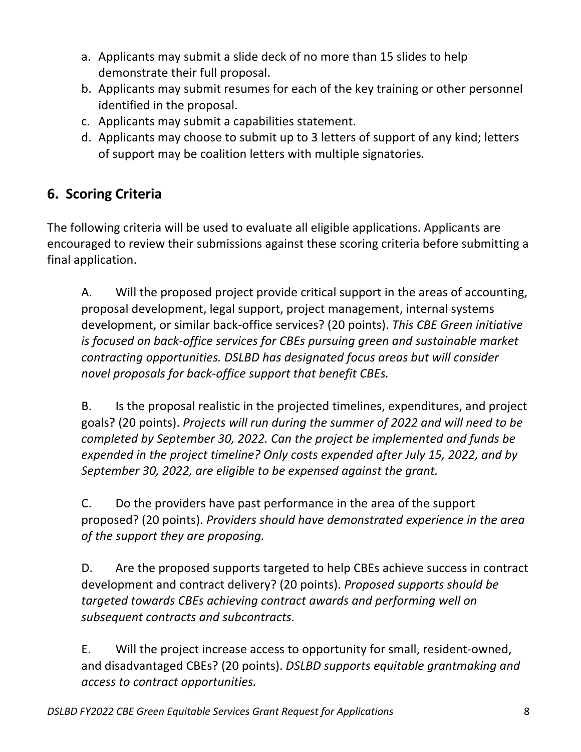a. Applicants may submit a slide deck of no more than 15 slides to help demonstrate their full proposal.
b. Applicants may submit resumes for each of the key training or other personnel identified in the proposal.
c. Applicants may submit a capabilities statement.
d. Applicants may choose to submit up to 3 letters of support of any kind; letters of support may be coalition letters with multiple signatories.

## 6. Scoring Criteria

The following criteria will be used to evaluate all eligible applications. Applicants are encouraged to review their submissions against these scoring criteria before submitting a final application.

A. Will the proposed project provide critical support in the areas of accounting, proposal development, legal support, project management, internal systems development, or similar back-office services? (20 points). *This CBE Green initiative is focused on back-office services for CBEs pursuing green and sustainable market contracting opportunities. DSLBD has designated focus areas but will consider novel proposals for back-office support that benefit CBEs.*

B. Is the proposal realistic in the projected timelines, expenditures, and project goals? (20 points). *Projects will run during the summer of 2022 and will need to be completed by September 30, 2022. Can the project be implemented and funds be expended in the project timeline? Only costs expended after July 15, 2022, and by September 30, 2022, are eligible to be expensed against the grant.*

C. Do the providers have past performance in the area of the support proposed? (20 points). *Providers should have demonstrated experience in the area of the support they are proposing.*

D. Are the proposed supports targeted to help CBEs achieve success in contract development and contract delivery? (20 points). *Proposed supports should be targeted towards CBEs achieving contract awards and performing well on subsequent contracts and subcontracts.*

E. Will the project increase access to opportunity for small, resident-owned, and disadvantaged CBEs? (20 points). *DSLBD supports equitable grantmaking and access to contract opportunities.*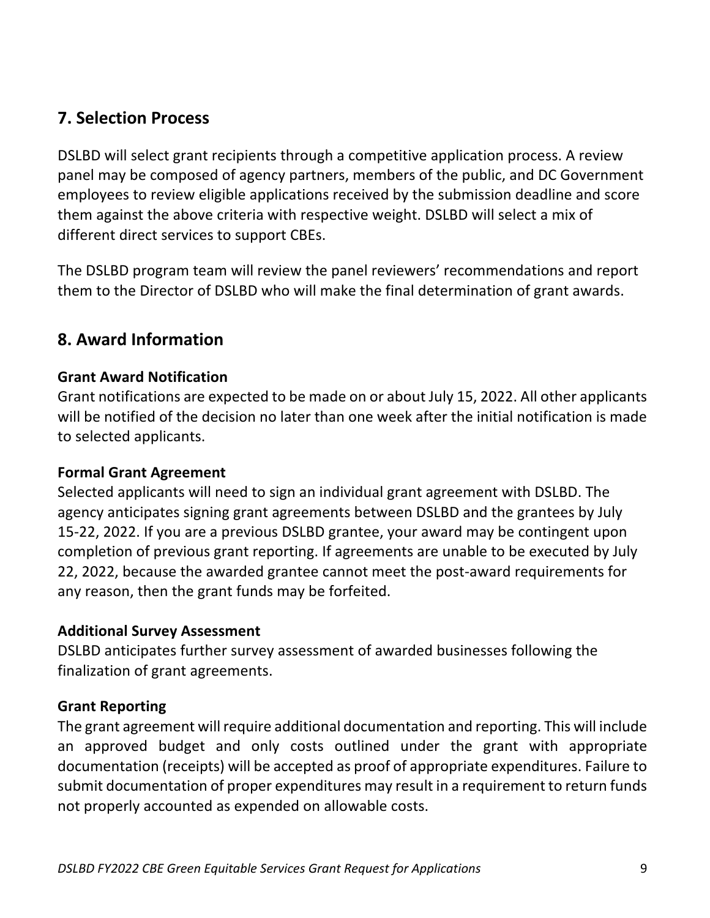## 7. Selection Process

DSLBD will select grant recipients through a competitive application process. A review panel may be composed of agency partners, members of the public, and DC Government employees to review eligible applications received by the submission deadline and score them against the above criteria with respective weight. DSLBD will select a mix of different direct services to support CBEs.

The DSLBD program team will review the panel reviewers' recommendations and report them to the Director of DSLBD who will make the final determination of grant awards.

## 8. Award Information

### Grant Award Notification

Grant notifications are expected to be made on or about July 15, 2022. All other applicants will be notified of the decision no later than one week after the initial notification is made to selected applicants.

### Formal Grant Agreement

Selected applicants will need to sign an individual grant agreement with DSLBD. The agency anticipates signing grant agreements between DSLBD and the grantees by July 15-22, 2022. If you are a previous DSLBD grantee, your award may be contingent upon completion of previous grant reporting. If agreements are unable to be executed by July 22, 2022, because the awarded grantee cannot meet the post-award requirements for any reason, then the grant funds may be forfeited.

### Additional Survey Assessment

DSLBD anticipates further survey assessment of awarded businesses following the finalization of grant agreements.

### Grant Reporting

The grant agreement will require additional documentation and reporting. This will include an approved budget and only costs outlined under the grant with appropriate documentation (receipts) will be accepted as proof of appropriate expenditures. Failure to submit documentation of proper expenditures may result in a requirement to return funds not properly accounted as expended on allowable costs.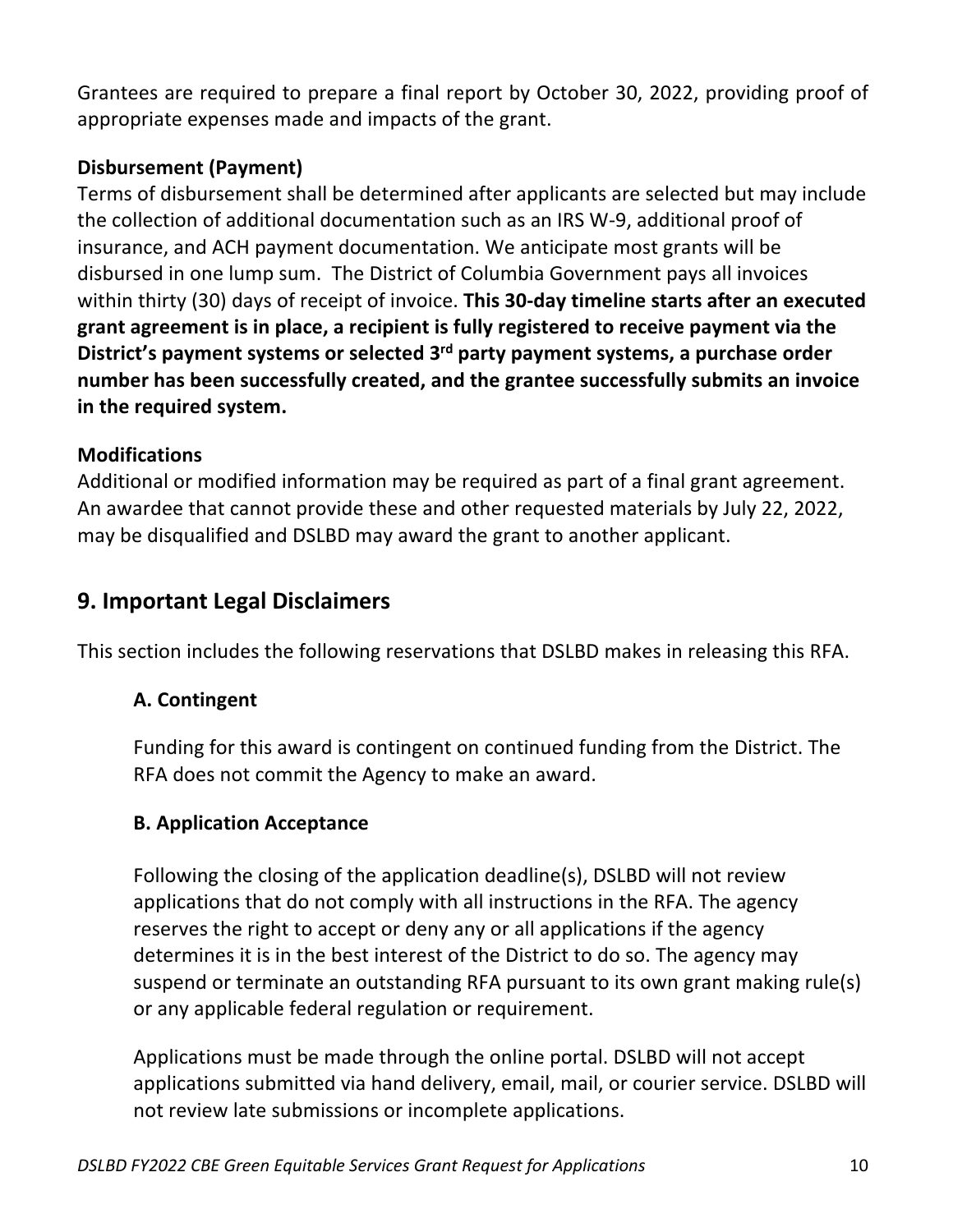Grantees are required to prepare a final report by October 30, 2022, providing proof of appropriate expenses made and impacts of the grant.

**Disbursement (Payment)**

Terms of disbursement shall be determined after applicants are selected but may include the collection of additional documentation such as an IRS W-9, additional proof of insurance, and ACH payment documentation. We anticipate most grants will be disbursed in one lump sum. The District of Columbia Government pays all invoices within thirty (30) days of receipt of invoice. **This 30-day timeline starts after an executed grant agreement is in place, a recipient is fully registered to receive payment via the District's payment systems or selected 3rd party payment systems, a purchase order number has been successfully created, and the grantee successfully submits an invoice in the required system.**

**Modifications**

Additional or modified information may be required as part of a final grant agreement. An awardee that cannot provide these and other requested materials by July 22, 2022, may be disqualified and DSLBD may award the grant to another applicant.

## 9. Important Legal Disclaimers

This section includes the following reservations that DSLBD makes in releasing this RFA.

### A. Contingent

Funding for this award is contingent on continued funding from the District. The RFA does not commit the Agency to make an award.

### B. Application Acceptance

Following the closing of the application deadline(s), DSLBD will not review applications that do not comply with all instructions in the RFA. The agency reserves the right to accept or deny any or all applications if the agency determines it is in the best interest of the District to do so. The agency may suspend or terminate an outstanding RFA pursuant to its own grant making rule(s) or any applicable federal regulation or requirement.

Applications must be made through the online portal. DSLBD will not accept applications submitted via hand delivery, email, mail, or courier service. DSLBD will not review late submissions or incomplete applications.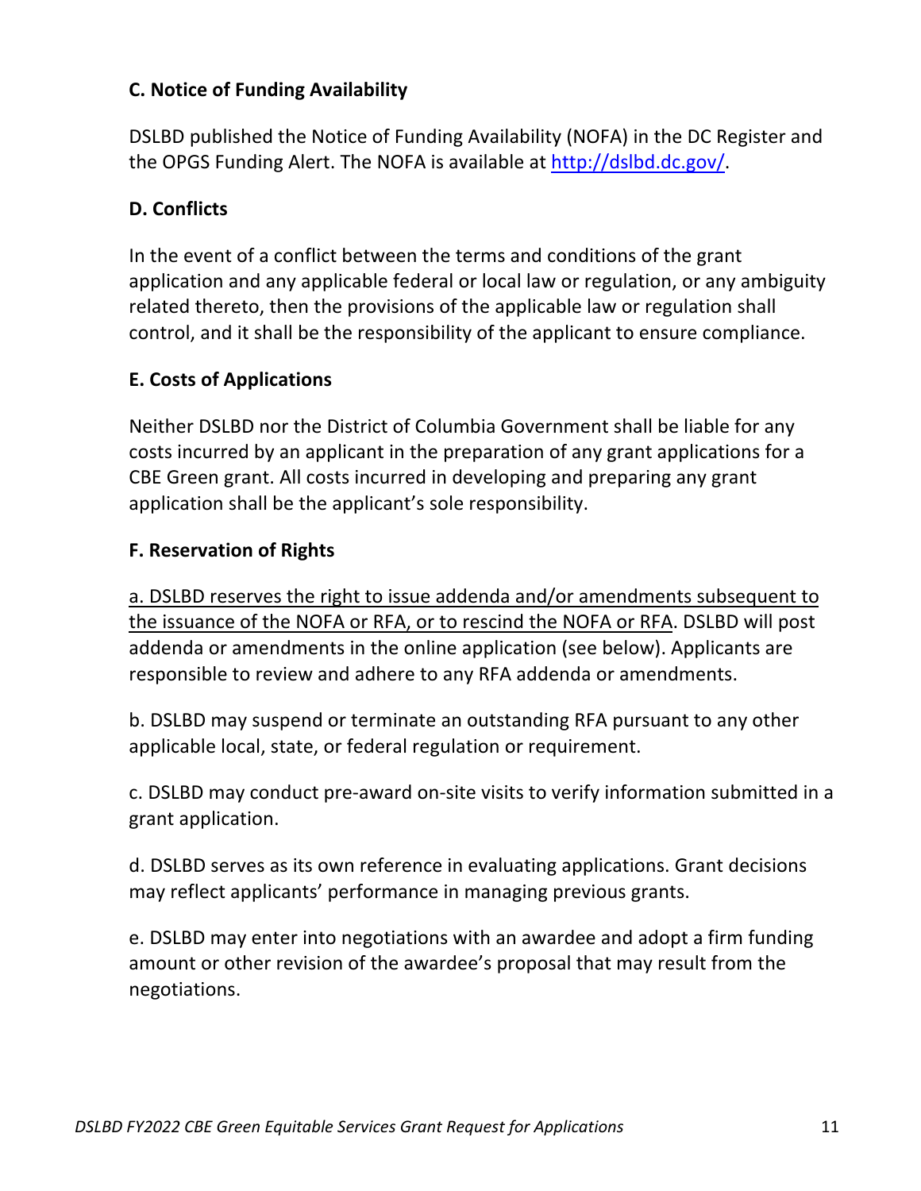### C. Notice of Funding Availability

DSLBD published the Notice of Funding Availability (NOFA) in the DC Register and the OPGS Funding Alert. The NOFA is available at [http://dslbd.dc.gov/](http://dslbd.dc.gov/).

### D. Conflicts

In the event of a conflict between the terms and conditions of the grant application and any applicable federal or local law or regulation, or any ambiguity related thereto, then the provisions of the applicable law or regulation shall control, and it shall be the responsibility of the applicant to ensure compliance.

### E. Costs of Applications

Neither DSLBD nor the District of Columbia Government shall be liable for any costs incurred by an applicant in the preparation of any grant applications for a CBE Green grant. All costs incurred in developing and preparing any grant application shall be the applicant's sole responsibility.

### F. Reservation of Rights

<u>a. DSLBD reserves the right to issue addenda and/or amendments subsequent to the issuance of the NOFA or RFA, or to rescind the NOFA or RFA</u>. DSLBD will post addenda or amendments in the online application (see below). Applicants are responsible to review and adhere to any RFA addenda or amendments.

b. DSLBD may suspend or terminate an outstanding RFA pursuant to any other applicable local, state, or federal regulation or requirement.

c. DSLBD may conduct pre-award on-site visits to verify information submitted in a grant application.

d. DSLBD serves as its own reference in evaluating applications. Grant decisions may reflect applicants' performance in managing previous grants.

e. DSLBD may enter into negotiations with an awardee and adopt a firm funding amount or other revision of the awardee's proposal that may result from the negotiations.